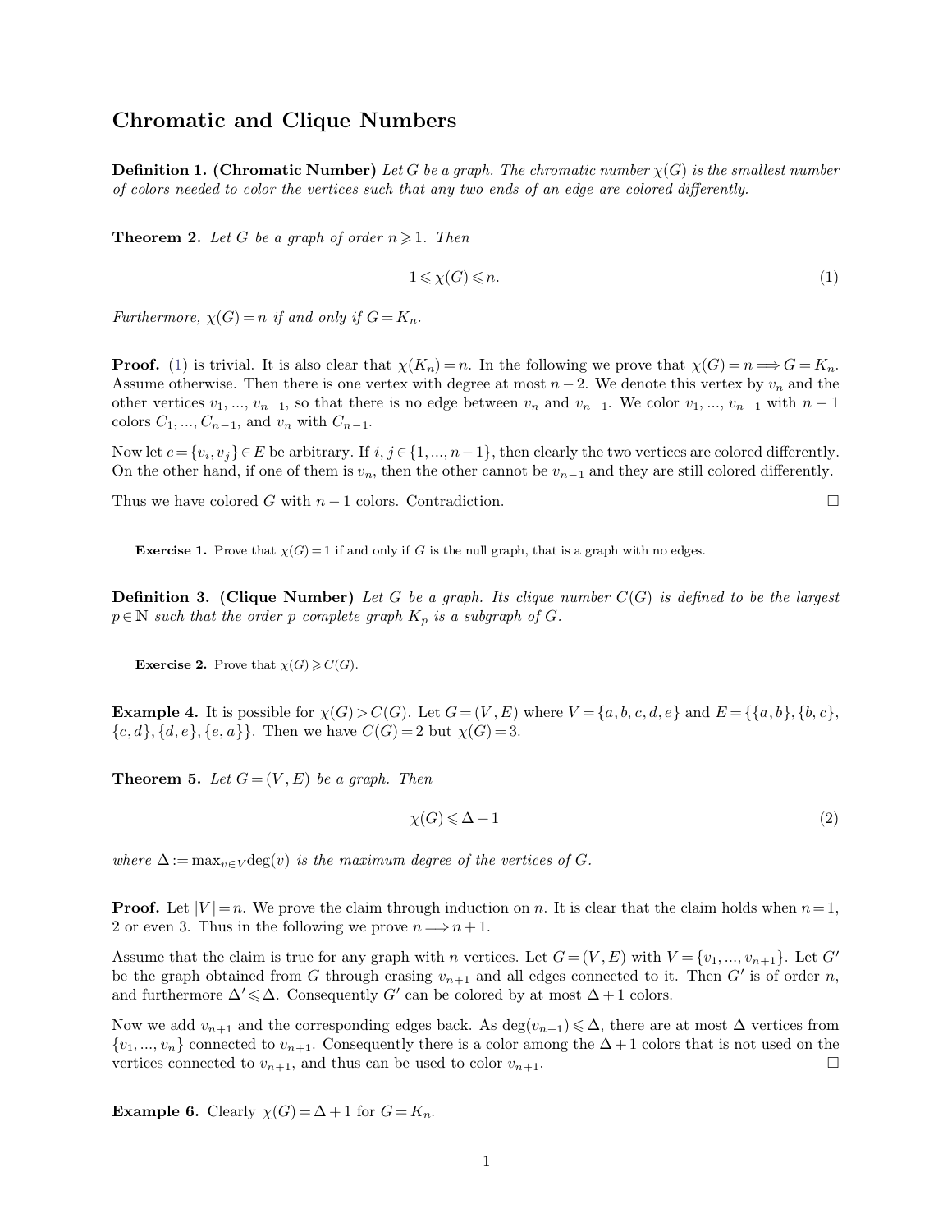# Chromatic and Clique Numbers

**Definition 1. (Chromatic Number)** *Let $G$ be a graph. The chromatic number $\chi(G)$ is the smallest number of colors needed to color the vertices such that any two ends of an edge are colored differently.*

**Theorem 2.** *Let $G$ be a graph of order $n \geqslant 1$. Then*

$$1 \leqslant \chi(G) \leqslant n. \tag{1}$$

*Furthermore, $\chi(G) = n$ if and only if $G = K_n$.*

**Proof.** (1) is trivial. It is also clear that $\chi(K_n) = n$. In the following we prove that $\chi(G) = n \Longrightarrow G = K_n$. Assume otherwise. Then there is one vertex with degree at most $n-2$. We denote this vertex by $v_n$ and the other vertices $v_1, \ldots, v_{n-1}$, so that there is no edge between $v_n$ and $v_{n-1}$. We color $v_1, \ldots, v_{n-1}$ with $n-1$ colors $C_1, \ldots, C_{n-1}$, and $v_n$ with $C_{n-1}$.

Now let $e = \{v_i, v_j\} \in E$ be arbitrary. If $i, j \in \{1, \ldots, n-1\}$, then clearly the two vertices are colored differently. On the other hand, if one of them is $v_n$, then the other cannot be $v_{n-1}$ and they are still colored differently.

Thus we have colored $G$ with $n-1$ colors. Contradiction. □

**Exercise 1.** Prove that $\chi(G) = 1$ if and only if $G$ is the null graph, that is a graph with no edges.

**Definition 3. (Clique Number)** *Let $G$ be a graph. Its clique number $C(G)$ is defined to be the largest $p \in \mathbb{N}$ such that the order $p$ complete graph $K_p$ is a subgraph of $G$.*

**Exercise 2.** Prove that $\chi(G) \geqslant C(G)$.

**Example 4.** It is possible for $\chi(G) > C(G)$. Let $G = (V, E)$ where $V = \{a, b, c, d, e\}$ and $E = \{\{a, b\}, \{b, c\}, \{c, d\}, \{d, e\}, \{e, a\}\}$. Then we have $C(G) = 2$ but $\chi(G) = 3$.

**Theorem 5.** *Let $G = (V, E)$ be a graph. Then*

$$\chi(G) \leqslant \Delta + 1 \tag{2}$$

*where $\Delta := \max_{v \in V} \deg(v)$ is the maximum degree of the vertices of $G$.*

**Proof.** Let $|V| = n$. We prove the claim through induction on $n$. It is clear that the claim holds when $n = 1$, 2 or even 3. Thus in the following we prove $n \Longrightarrow n+1$.

Assume that the claim is true for any graph with $n$ vertices. Let $G = (V, E)$ with $V = \{v_1, \ldots, v_{n+1}\}$. Let $G'$ be the graph obtained from $G$ through erasing $v_{n+1}$ and all edges connected to it. Then $G'$ is of order $n$, and furthermore $\Delta' \leqslant \Delta$. Consequently $G'$ can be colored by at most $\Delta + 1$ colors.

Now we add $v_{n+1}$ and the corresponding edges back. As $\deg(v_{n+1}) \leqslant \Delta$, there are at most $\Delta$ vertices from $\{v_1, \ldots, v_n\}$ connected to $v_{n+1}$. Consequently there is a color among the $\Delta + 1$ colors that is not used on the vertices connected to $v_{n+1}$, and thus can be used to color $v_{n+1}$. □

**Example 6.** Clearly $\chi(G) = \Delta + 1$ for $G = K_n$.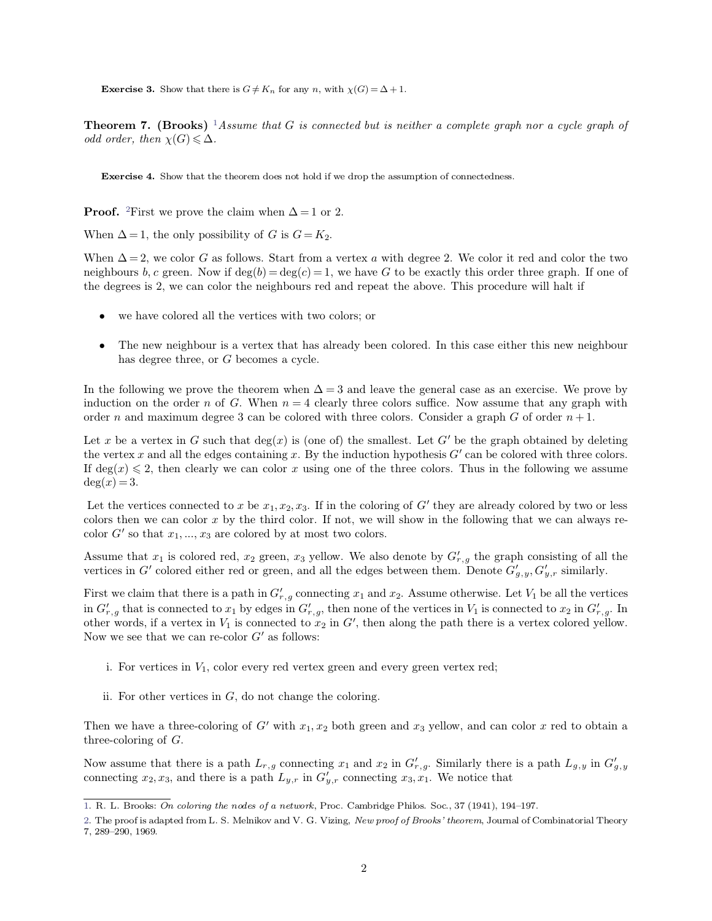**Exercise 3.** Show that there is $G \neq K_n$ for any $n$, with $\chi(G) = \Delta + 1$.

**Theorem 7. (Brooks)** [1]*Assume that $G$ is connected but is neither a complete graph nor a cycle graph of odd order, then $\chi(G) \leqslant \Delta$.*

**Exercise 4.** Show that the theorem does not hold if we drop the assumption of connectedness.

**Proof.** [2]First we prove the claim when $\Delta = 1$ or 2.

When $\Delta = 1$, the only possibility of $G$ is $G = K_2$.

When $\Delta = 2$, we color $G$ as follows. Start from a vertex $a$ with degree 2. We color it red and color the two neighbours $b, c$ green. Now if $\deg(b) = \deg(c) = 1$, we have $G$ to be exactly this order three graph. If one of the degrees is 2, we can color the neighbours red and repeat the above. This procedure will halt if

- we have colored all the vertices with two colors; or
- The new neighbour is a vertex that has already been colored. In this case either this new neighbour has degree three, or $G$ becomes a cycle.

In the following we prove the theorem when $\Delta = 3$ and leave the general case as an exercise. We prove by induction on the order $n$ of $G$. When $n = 4$ clearly three colors suffice. Now assume that any graph with order $n$ and maximum degree 3 can be colored with three colors. Consider a graph $G$ of order $n + 1$.

Let $x$ be a vertex in $G$ such that $\deg(x)$ is (one of) the smallest. Let $G'$ be the graph obtained by deleting the vertex $x$ and all the edges containing $x$. By the induction hypothesis $G'$ can be colored with three colors. If $\deg(x) \leqslant 2$, then clearly we can color $x$ using one of the three colors. Thus in the following we assume $\deg(x) = 3$.

Let the vertices connected to $x$ be $x_1, x_2, x_3$. If in the coloring of $G'$ they are already colored by two or less colors then we can color $x$ by the third color. If not, we will show in the following that we can always re-color $G'$ so that $x_1, \ldots, x_3$ are colored by at most two colors.

Assume that $x_1$ is colored red, $x_2$ green, $x_3$ yellow. We also denote by $G'_{r,g}$ the graph consisting of all the vertices in $G'$ colored either red or green, and all the edges between them. Denote $G'_{g,y}, G'_{y,r}$ similarly.

First we claim that there is a path in $G'_{r,g}$ connecting $x_1$ and $x_2$. Assume otherwise. Let $V_1$ be all the vertices in $G'_{r,g}$ that is connected to $x_1$ by edges in $G'_{r,g}$, then none of the vertices in $V_1$ is connected to $x_2$ in $G'_{r,g}$. In other words, if a vertex in $V_1$ is connected to $x_2$ in $G'$, then along the path there is a vertex colored yellow. Now we see that we can re-color $G'$ as follows:

i. For vertices in $V_1$, color every red vertex green and every green vertex red;

ii. For other vertices in $G$, do not change the coloring.

Then we have a three-coloring of $G'$ with $x_1, x_2$ both green and $x_3$ yellow, and can color $x$ red to obtain a three-coloring of $G$.

Now assume that there is a path $L_{r,g}$ connecting $x_1$ and $x_2$ in $G'_{r,g}$. Similarly there is a path $L_{g,y}$ in $G'_{g,y}$ connecting $x_2, x_3$, and there is a path $L_{y,r}$ in $G'_{y,r}$ connecting $x_3, x_1$. We notice that

---

1. R. L. Brooks: *On coloring the nodes of a network*, Proc. Cambridge Philos. Soc., 37 (1941), 194–197.

2. The proof is adapted from L. S. Melnikov and V. G. Vizing, *New proof of Brooks' theorem*, Journal of Combinatorial Theory 7, 289–290, 1969.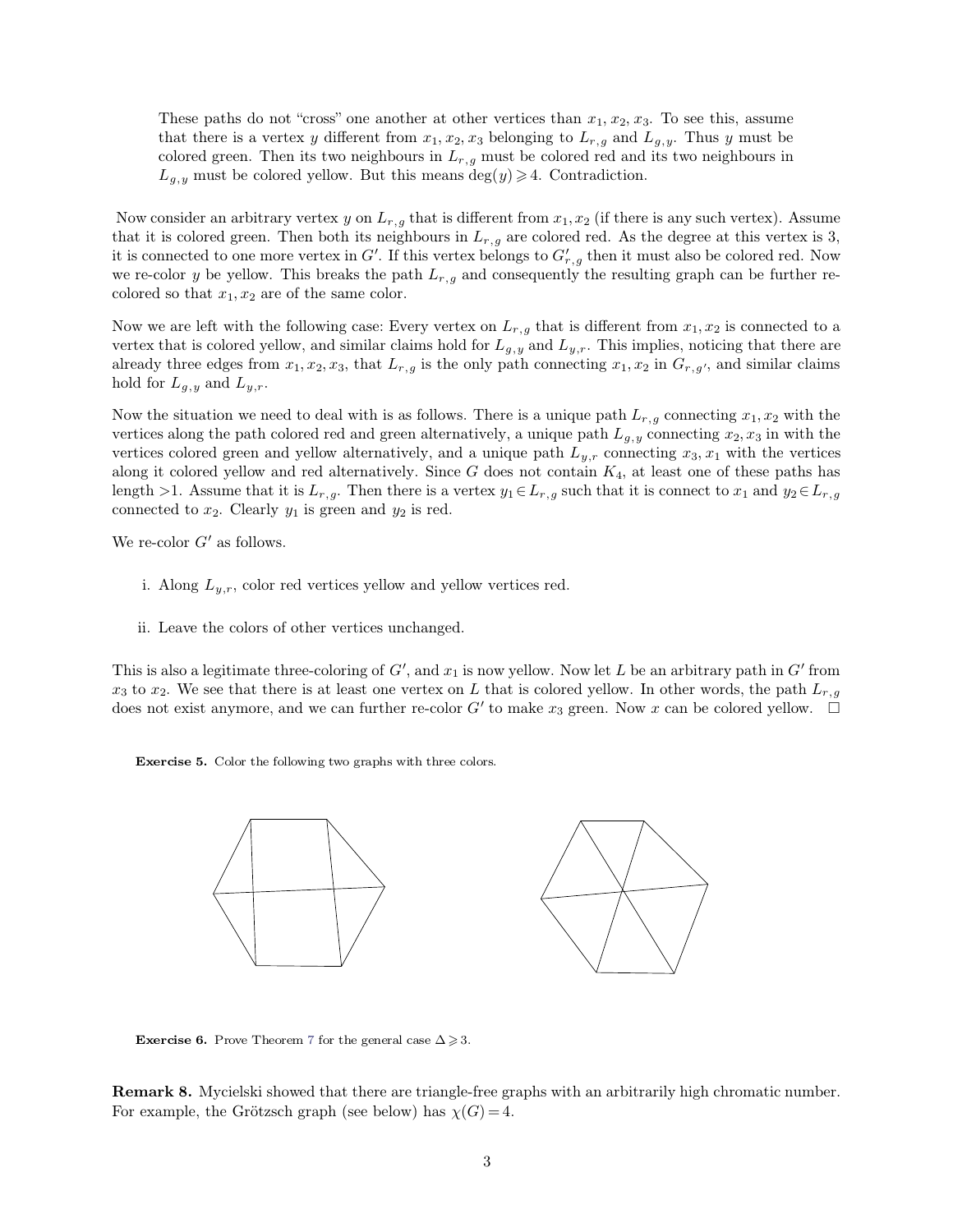> These paths do not "cross" one another at other vertices than $x_1, x_2, x_3$. To see this, assume that there is a vertex $y$ different from $x_1, x_2, x_3$ belonging to $L_{r,g}$ and $L_{g,y}$. Thus $y$ must be colored green. Then its two neighbours in $L_{r,g}$ must be colored red and its two neighbours in $L_{g,y}$ must be colored yellow. But this means $\deg(y) \geqslant 4$. Contradiction.

Now consider an arbitrary vertex $y$ on $L_{r,g}$ that is different from $x_1, x_2$ (if there is any such vertex). Assume that it is colored green. Then both its neighbours in $L_{r,g}$ are colored red. As the degree at this vertex is 3, it is connected to one more vertex in $G'$. If this vertex belongs to $G'_{r,g}$ then it must also be colored red. Now we re-color $y$ be yellow. This breaks the path $L_{r,g}$ and consequently the resulting graph can be further re-colored so that $x_1, x_2$ are of the same color.

Now we are left with the following case: Every vertex on $L_{r,g}$ that is different from $x_1, x_2$ is connected to a vertex that is colored yellow, and similar claims hold for $L_{g,y}$ and $L_{y,r}$. This implies, noticing that there are already three edges from $x_1, x_2, x_3$, that $L_{r,g}$ is the only path connecting $x_1, x_2$ in $G_{r,g'}$, and similar claims hold for $L_{g,y}$ and $L_{y,r}$.

Now the situation we need to deal with is as follows. There is a unique path $L_{r,g}$ connecting $x_1, x_2$ with the vertices along the path colored red and green alternatively, a unique path $L_{g,y}$ connecting $x_2, x_3$ in with the vertices colored green and yellow alternatively, and a unique path $L_{y,r}$ connecting $x_3, x_1$ with the vertices along it colored yellow and red alternatively. Since $G$ does not contain $K_4$, at least one of these paths has length $>1$. Assume that it is $L_{r,g}$. Then there is a vertex $y_1 \in L_{r,g}$ such that it is connect to $x_1$ and $y_2 \in L_{r,g}$ connected to $x_2$. Clearly $y_1$ is green and $y_2$ is red.

We re-color $G'$ as follows.

i. Along $L_{y,r}$, color red vertices yellow and yellow vertices red.

ii. Leave the colors of other vertices unchanged.

This is also a legitimate three-coloring of $G'$, and $x_1$ is now yellow. Now let $L$ be an arbitrary path in $G'$ from $x_3$ to $x_2$. We see that there is at least one vertex on $L$ that is colored yellow. In other words, the path $L_{r,g}$ does not exist anymore, and we can further re-color $G'$ to make $x_3$ green. Now $x$ can be colored yellow. □

**Exercise 5.** Color the following two graphs with three colors.

**Exercise 6.** Prove Theorem 7 for the general case $\Delta \geqslant 3$.

**Remark 8.** Mycielski showed that there are triangle-free graphs with an arbitrarily high chromatic number. For example, the Grötzsch graph (see below) has $\chi(G) = 4$.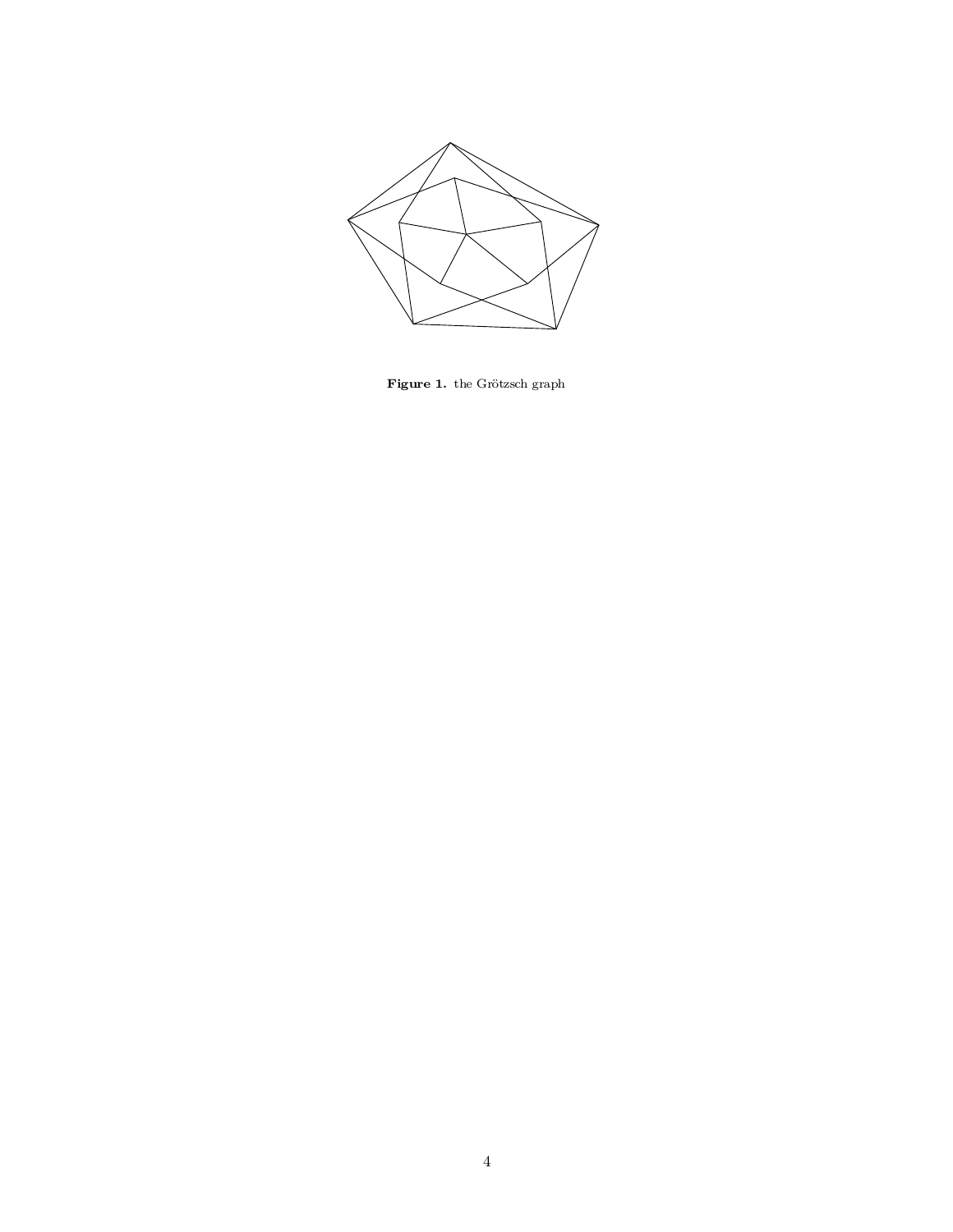**Figure 1.** the Grötzsch graph